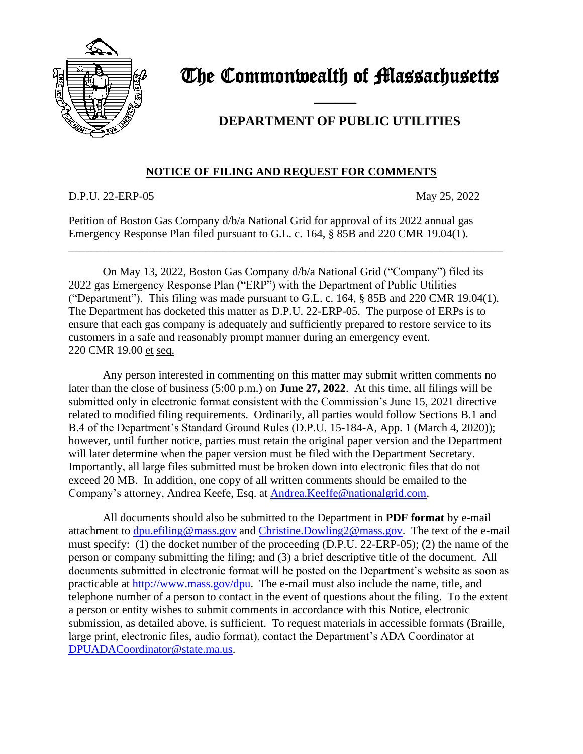# The Commonwealth of Massachusetts

## DEPARTMENT OF PUBLIC UTILITIES

### NOTICE OF FILING AND REQUEST FOR COMMENTS

D.P.U. 22-ERP-05 May 25, 2022

Petition of Boston Gas Company d/b/a National Grid for approval of its 2022 annual gas Emergency Response Plan filed pursuant to G.L. c. 164, § 85B and 220 CMR 19.04(1).

---

On May 13, 2022, Boston Gas Company d/b/a National Grid ("Company") filed its 2022 gas Emergency Response Plan ("ERP") with the Department of Public Utilities ("Department"). This filing was made pursuant to G.L. c. 164, § 85B and 220 CMR 19.04(1). The Department has docketed this matter as D.P.U. 22-ERP-05. The purpose of ERPs is to ensure that each gas company is adequately and sufficiently prepared to restore service to its customers in a safe and reasonably prompt manner during an emergency event. 220 CMR 19.00 et seq.

Any person interested in commenting on this matter may submit written comments no later than the close of business (5:00 p.m.) on **June 27, 2022**. At this time, all filings will be submitted only in electronic format consistent with the Commission's June 15, 2021 directive related to modified filing requirements. Ordinarily, all parties would follow Sections B.1 and B.4 of the Department's Standard Ground Rules (D.P.U. 15-184-A, App. 1 (March 4, 2020)); however, until further notice, parties must retain the original paper version and the Department will later determine when the paper version must be filed with the Department Secretary. Importantly, all large files submitted must be broken down into electronic files that do not exceed 20 MB. In addition, one copy of all written comments should be emailed to the Company's attorney, Andrea Keefe, Esq. at Andrea.Keeffe@nationalgrid.com.

All documents should also be submitted to the Department in **PDF format** by e-mail attachment to dpu.efiling@mass.gov and Christine.Dowling2@mass.gov. The text of the e-mail must specify: (1) the docket number of the proceeding (D.P.U. 22-ERP-05); (2) the name of the person or company submitting the filing; and (3) a brief descriptive title of the document. All documents submitted in electronic format will be posted on the Department's website as soon as practicable at http://www.mass.gov/dpu. The e-mail must also include the name, title, and telephone number of a person to contact in the event of questions about the filing. To the extent a person or entity wishes to submit comments in accordance with this Notice, electronic submission, as detailed above, is sufficient. To request materials in accessible formats (Braille, large print, electronic files, audio format), contact the Department's ADA Coordinator at DPUADACoordinator@state.ma.us.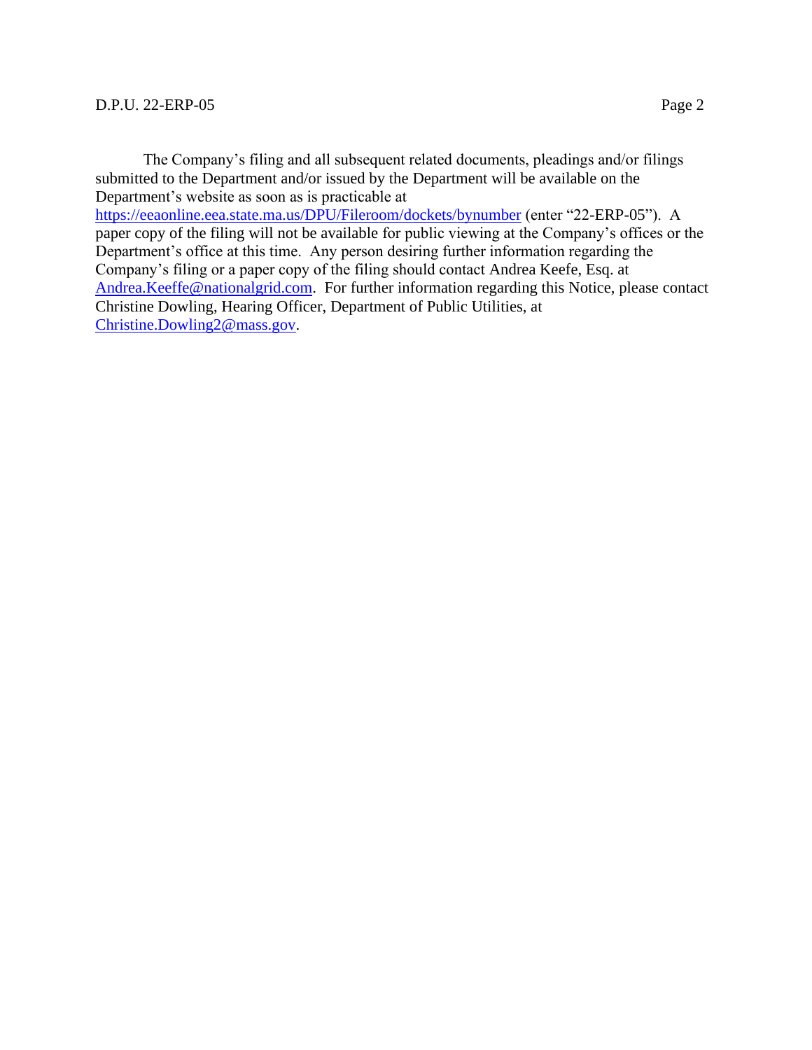The Company's filing and all subsequent related documents, pleadings and/or filings submitted to the Department and/or issued by the Department will be available on the Department's website as soon as is practicable at https://eeaonline.eea.state.ma.us/DPU/Fileroom/dockets/bynumber (enter "22-ERP-05"). A paper copy of the filing will not be available for public viewing at the Company's offices or the Department's office at this time. Any person desiring further information regarding the Company's filing or a paper copy of the filing should contact Andrea Keefe, Esq. at Andrea.Keeffe@nationalgrid.com. For further information regarding this Notice, please contact Christine Dowling, Hearing Officer, Department of Public Utilities, at Christine.Dowling2@mass.gov.